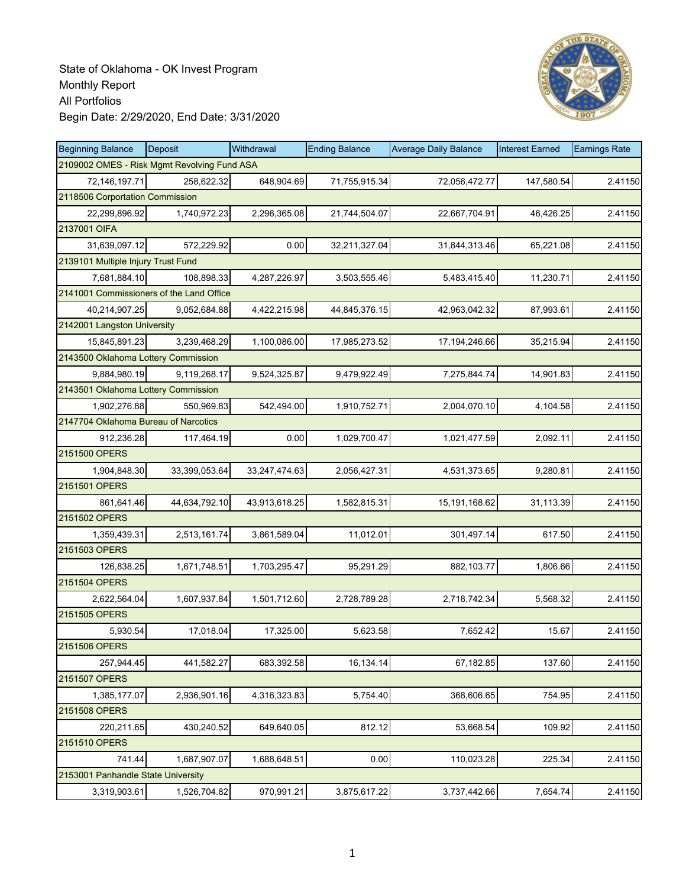State of Oklahoma - OK Invest Program
Monthly Report
All Portfolios
Begin Date: 2/29/2020, End Date: 3/31/2020

| Beginning Balance | Deposit | Withdrawal | Ending Balance | Average Daily Balance | Interest Earned | Earnings Rate |
|---|---|---|---|---|---|---|
| 2109002 OMES - Risk Mgmt Revolving Fund ASA | | | | | | |
| 72,146,197.71 | 258,622.32 | 648,904.69 | 71,755,915.34 | 72,056,472.77 | 147,580.54 | 2.41150 |
| 2118506 Corportation Commission | | | | | | |
| 22,299,896.92 | 1,740,972.23 | 2,296,365.08 | 21,744,504.07 | 22,667,704.91 | 46,426.25 | 2.41150 |
| 2137001 OIFA | | | | | | |
| 31,639,097.12 | 572,229.92 | 0.00 | 32,211,327.04 | 31,844,313.46 | 65,221.08 | 2.41150 |
| 2139101 Multiple Injury Trust Fund | | | | | | |
| 7,681,884.10 | 108,898.33 | 4,287,226.97 | 3,503,555.46 | 5,483,415.40 | 11,230.71 | 2.41150 |
| 2141001 Commissioners of the Land Office | | | | | | |
| 40,214,907.25 | 9,052,684.88 | 4,422,215.98 | 44,845,376.15 | 42,963,042.32 | 87,993.61 | 2.41150 |
| 2142001 Langston University | | | | | | |
| 15,845,891.23 | 3,239,468.29 | 1,100,086.00 | 17,985,273.52 | 17,194,246.66 | 35,215.94 | 2.41150 |
| 2143500 Oklahoma Lottery Commission | | | | | | |
| 9,884,980.19 | 9,119,268.17 | 9,524,325.87 | 9,479,922.49 | 7,275,844.74 | 14,901.83 | 2.41150 |
| 2143501 Oklahoma Lottery Commission | | | | | | |
| 1,902,276.88 | 550,969.83 | 542,494.00 | 1,910,752.71 | 2,004,070.10 | 4,104.58 | 2.41150 |
| 2147704 Oklahoma Bureau of Narcotics | | | | | | |
| 912,236.28 | 117,464.19 | 0.00 | 1,029,700.47 | 1,021,477.59 | 2,092.11 | 2.41150 |
| 2151500 OPERS | | | | | | |
| 1,904,848.30 | 33,399,053.64 | 33,247,474.63 | 2,056,427.31 | 4,531,373.65 | 9,280.81 | 2.41150 |
| 2151501 OPERS | | | | | | |
| 861,641.46 | 44,634,792.10 | 43,913,618.25 | 1,582,815.31 | 15,191,168.62 | 31,113.39 | 2.41150 |
| 2151502 OPERS | | | | | | |
| 1,359,439.31 | 2,513,161.74 | 3,861,589.04 | 11,012.01 | 301,497.14 | 617.50 | 2.41150 |
| 2151503 OPERS | | | | | | |
| 126,838.25 | 1,671,748.51 | 1,703,295.47 | 95,291.29 | 882,103.77 | 1,806.66 | 2.41150 |
| 2151504 OPERS | | | | | | |
| 2,622,564.04 | 1,607,937.84 | 1,501,712.60 | 2,728,789.28 | 2,718,742.34 | 5,568.32 | 2.41150 |
| 2151505 OPERS | | | | | | |
| 5,930.54 | 17,018.04 | 17,325.00 | 5,623.58 | 7,652.42 | 15.67 | 2.41150 |
| 2151506 OPERS | | | | | | |
| 257,944.45 | 441,582.27 | 683,392.58 | 16,134.14 | 67,182.85 | 137.60 | 2.41150 |
| 2151507 OPERS | | | | | | |
| 1,385,177.07 | 2,936,901.16 | 4,316,323.83 | 5,754.40 | 368,606.65 | 754.95 | 2.41150 |
| 2151508 OPERS | | | | | | |
| 220,211.65 | 430,240.52 | 649,640.05 | 812.12 | 53,668.54 | 109.92 | 2.41150 |
| 2151510 OPERS | | | | | | |
| 741.44 | 1,687,907.07 | 1,688,648.51 | 0.00 | 110,023.28 | 225.34 | 2.41150 |
| 2153001 Panhandle State University | | | | | | |
| 3,319,903.61 | 1,526,704.82 | 970,991.21 | 3,875,617.22 | 3,737,442.66 | 7,654.74 | 2.41150 |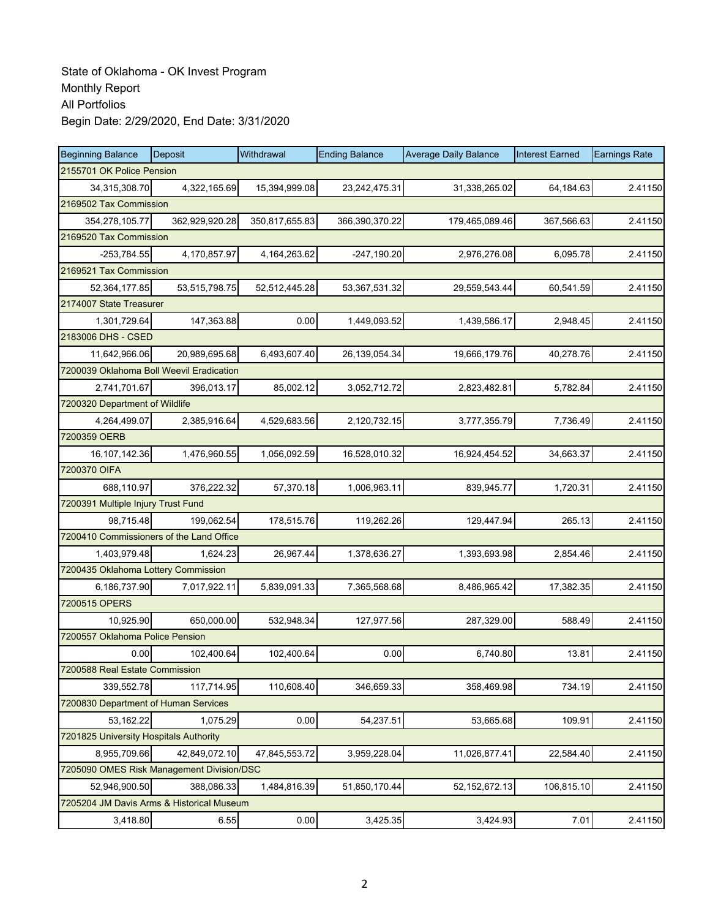State of Oklahoma - OK Invest Program
Monthly Report
All Portfolios
Begin Date: 2/29/2020, End Date: 3/31/2020

| Beginning Balance | Deposit | Withdrawal | Ending Balance | Average Daily Balance | Interest Earned | Earnings Rate |
|---|---|---|---|---|---|---|
| 2155701 OK Police Pension | | | | | | |
| 34,315,308.70 | 4,322,165.69 | 15,394,999.08 | 23,242,475.31 | 31,338,265.02 | 64,184.63 | 2.41150 |
| 2169502 Tax Commission | | | | | | |
| 354,278,105.77 | 362,929,920.28 | 350,817,655.83 | 366,390,370.22 | 179,465,089.46 | 367,566.63 | 2.41150 |
| 2169520 Tax Commission | | | | | | |
| -253,784.55 | 4,170,857.97 | 4,164,263.62 | -247,190.20 | 2,976,276.08 | 6,095.78 | 2.41150 |
| 2169521 Tax Commission | | | | | | |
| 52,364,177.85 | 53,515,798.75 | 52,512,445.28 | 53,367,531.32 | 29,559,543.44 | 60,541.59 | 2.41150 |
| 2174007 State Treasurer | | | | | | |
| 1,301,729.64 | 147,363.88 | 0.00 | 1,449,093.52 | 1,439,586.17 | 2,948.45 | 2.41150 |
| 2183006 DHS - CSED | | | | | | |
| 11,642,966.06 | 20,989,695.68 | 6,493,607.40 | 26,139,054.34 | 19,666,179.76 | 40,278.76 | 2.41150 |
| 7200039 Oklahoma Boll Weevil Eradication | | | | | | |
| 2,741,701.67 | 396,013.17 | 85,002.12 | 3,052,712.72 | 2,823,482.81 | 5,782.84 | 2.41150 |
| 7200320 Department of Wildlife | | | | | | |
| 4,264,499.07 | 2,385,916.64 | 4,529,683.56 | 2,120,732.15 | 3,777,355.79 | 7,736.49 | 2.41150 |
| 7200359 OERB | | | | | | |
| 16,107,142.36 | 1,476,960.55 | 1,056,092.59 | 16,528,010.32 | 16,924,454.52 | 34,663.37 | 2.41150 |
| 7200370 OIFA | | | | | | |
| 688,110.97 | 376,222.32 | 57,370.18 | 1,006,963.11 | 839,945.77 | 1,720.31 | 2.41150 |
| 7200391 Multiple Injury Trust Fund | | | | | | |
| 98,715.48 | 199,062.54 | 178,515.76 | 119,262.26 | 129,447.94 | 265.13 | 2.41150 |
| 7200410 Commissioners of the Land Office | | | | | | |
| 1,403,979.48 | 1,624.23 | 26,967.44 | 1,378,636.27 | 1,393,693.98 | 2,854.46 | 2.41150 |
| 7200435 Oklahoma Lottery Commission | | | | | | |
| 6,186,737.90 | 7,017,922.11 | 5,839,091.33 | 7,365,568.68 | 8,486,965.42 | 17,382.35 | 2.41150 |
| 7200515 OPERS | | | | | | |
| 10,925.90 | 650,000.00 | 532,948.34 | 127,977.56 | 287,329.00 | 588.49 | 2.41150 |
| 7200557 Oklahoma Police Pension | | | | | | |
| 0.00 | 102,400.64 | 102,400.64 | 0.00 | 6,740.80 | 13.81 | 2.41150 |
| 7200588 Real Estate Commission | | | | | | |
| 339,552.78 | 117,714.95 | 110,608.40 | 346,659.33 | 358,469.98 | 734.19 | 2.41150 |
| 7200830 Department of Human Services | | | | | | |
| 53,162.22 | 1,075.29 | 0.00 | 54,237.51 | 53,665.68 | 109.91 | 2.41150 |
| 7201825 University Hospitals Authority | | | | | | |
| 8,955,709.66 | 42,849,072.10 | 47,845,553.72 | 3,959,228.04 | 11,026,877.41 | 22,584.40 | 2.41150 |
| 7205090 OMES Risk Management Division/DSC | | | | | | |
| 52,946,900.50 | 388,086.33 | 1,484,816.39 | 51,850,170.44 | 52,152,672.13 | 106,815.10 | 2.41150 |
| 7205204 JM Davis Arms & Historical Museum | | | | | | |
| 3,418.80 | 6.55 | 0.00 | 3,425.35 | 3,424.93 | 7.01 | 2.41150 |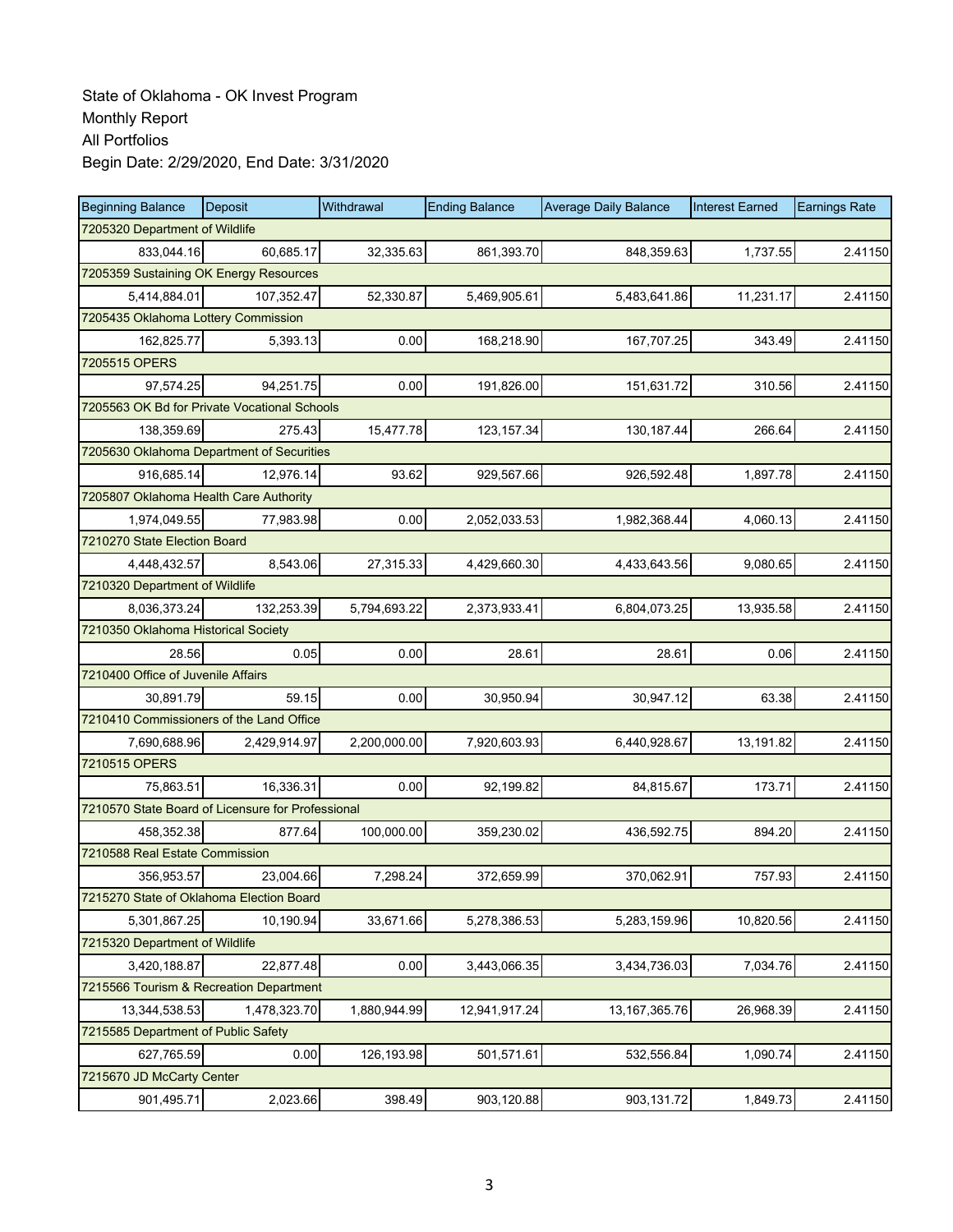State of Oklahoma - OK Invest Program
Monthly Report
All Portfolios
Begin Date: 2/29/2020, End Date: 3/31/2020

| Beginning Balance | Deposit | Withdrawal | Ending Balance | Average Daily Balance | Interest Earned | Earnings Rate |
|---|---|---|---|---|---|---|
| 7205320 Department of Wildlife | | | | | | |
| 833,044.16 | 60,685.17 | 32,335.63 | 861,393.70 | 848,359.63 | 1,737.55 | 2.41150 |
| 7205359 Sustaining OK Energy Resources | | | | | | |
| 5,414,884.01 | 107,352.47 | 52,330.87 | 5,469,905.61 | 5,483,641.86 | 11,231.17 | 2.41150 |
| 7205435 Oklahoma Lottery Commission | | | | | | |
| 162,825.77 | 5,393.13 | 0.00 | 168,218.90 | 167,707.25 | 343.49 | 2.41150 |
| 7205515 OPERS | | | | | | |
| 97,574.25 | 94,251.75 | 0.00 | 191,826.00 | 151,631.72 | 310.56 | 2.41150 |
| 7205563 OK Bd for Private Vocational Schools | | | | | | |
| 138,359.69 | 275.43 | 15,477.78 | 123,157.34 | 130,187.44 | 266.64 | 2.41150 |
| 7205630 Oklahoma Department of Securities | | | | | | |
| 916,685.14 | 12,976.14 | 93.62 | 929,567.66 | 926,592.48 | 1,897.78 | 2.41150 |
| 7205807 Oklahoma Health Care Authority | | | | | | |
| 1,974,049.55 | 77,983.98 | 0.00 | 2,052,033.53 | 1,982,368.44 | 4,060.13 | 2.41150 |
| 7210270 State Election Board | | | | | | |
| 4,448,432.57 | 8,543.06 | 27,315.33 | 4,429,660.30 | 4,433,643.56 | 9,080.65 | 2.41150 |
| 7210320 Department of Wildlife | | | | | | |
| 8,036,373.24 | 132,253.39 | 5,794,693.22 | 2,373,933.41 | 6,804,073.25 | 13,935.58 | 2.41150 |
| 7210350 Oklahoma Historical Society | | | | | | |
| 28.56 | 0.05 | 0.00 | 28.61 | 28.61 | 0.06 | 2.41150 |
| 7210400 Office of Juvenile Affairs | | | | | | |
| 30,891.79 | 59.15 | 0.00 | 30,950.94 | 30,947.12 | 63.38 | 2.41150 |
| 7210410 Commissioners of the Land Office | | | | | | |
| 7,690,688.96 | 2,429,914.97 | 2,200,000.00 | 7,920,603.93 | 6,440,928.67 | 13,191.82 | 2.41150 |
| 7210515 OPERS | | | | | | |
| 75,863.51 | 16,336.31 | 0.00 | 92,199.82 | 84,815.67 | 173.71 | 2.41150 |
| 7210570 State Board of Licensure for Professional | | | | | | |
| 458,352.38 | 877.64 | 100,000.00 | 359,230.02 | 436,592.75 | 894.20 | 2.41150 |
| 7210588 Real Estate Commission | | | | | | |
| 356,953.57 | 23,004.66 | 7,298.24 | 372,659.99 | 370,062.91 | 757.93 | 2.41150 |
| 7215270 State of Oklahoma Election Board | | | | | | |
| 5,301,867.25 | 10,190.94 | 33,671.66 | 5,278,386.53 | 5,283,159.96 | 10,820.56 | 2.41150 |
| 7215320 Department of Wildlife | | | | | | |
| 3,420,188.87 | 22,877.48 | 0.00 | 3,443,066.35 | 3,434,736.03 | 7,034.76 | 2.41150 |
| 7215566 Tourism & Recreation Department | | | | | | |
| 13,344,538.53 | 1,478,323.70 | 1,880,944.99 | 12,941,917.24 | 13,167,365.76 | 26,968.39 | 2.41150 |
| 7215585 Department of Public Safety | | | | | | |
| 627,765.59 | 0.00 | 126,193.98 | 501,571.61 | 532,556.84 | 1,090.74 | 2.41150 |
| 7215670 JD McCarty Center | | | | | | |
| 901,495.71 | 2,023.66 | 398.49 | 903,120.88 | 903,131.72 | 1,849.73 | 2.41150 |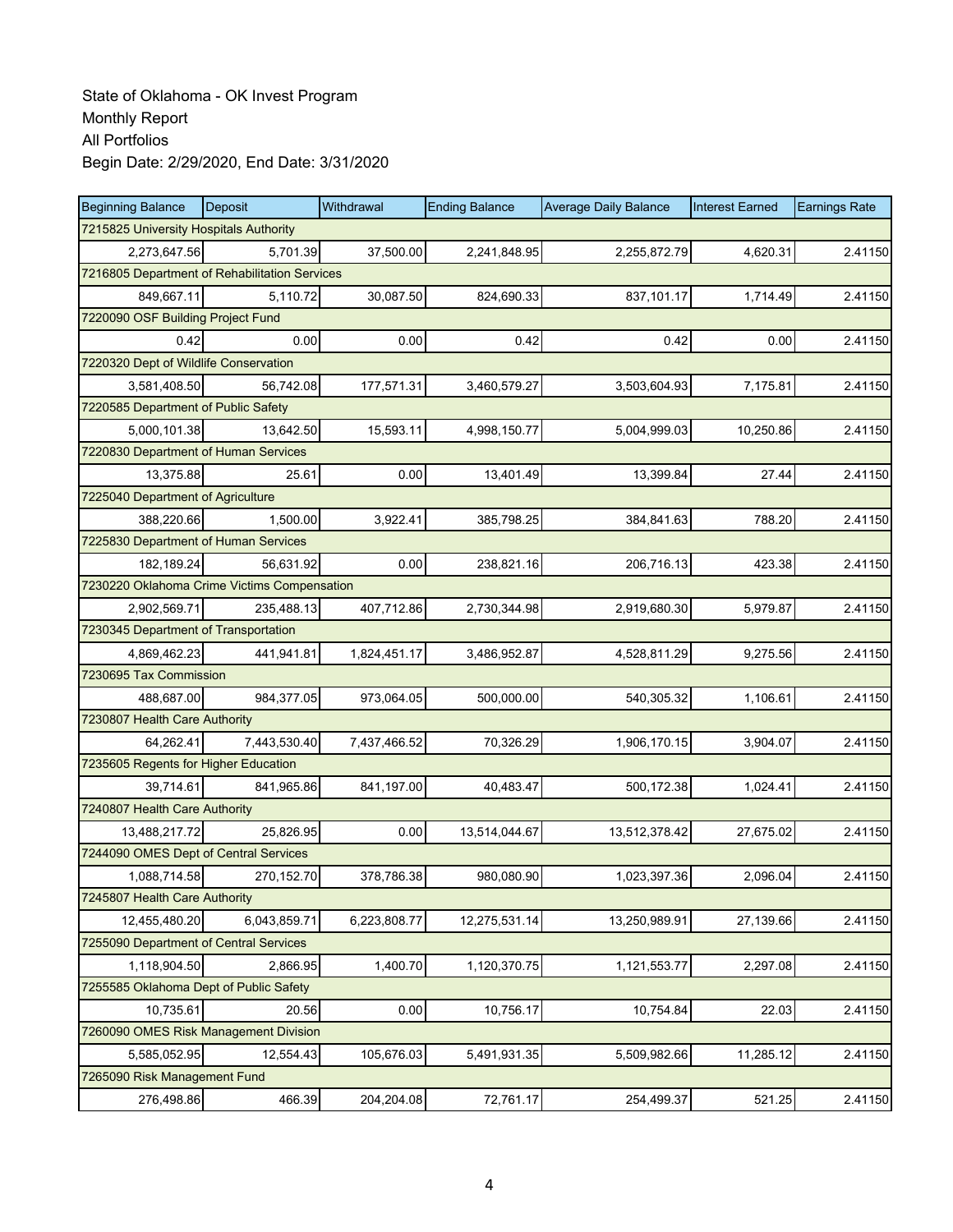State of Oklahoma - OK Invest Program
Monthly Report
All Portfolios
Begin Date: 2/29/2020, End Date: 3/31/2020

| Beginning Balance | Deposit | Withdrawal | Ending Balance | Average Daily Balance | Interest Earned | Earnings Rate |
|---|---|---|---|---|---|---|
| 7215825 University Hospitals Authority | | | | | | |
| 2,273,647.56 | 5,701.39 | 37,500.00 | 2,241,848.95 | 2,255,872.79 | 4,620.31 | 2.41150 |
| 7216805 Department of Rehabilitation Services | | | | | | |
| 849,667.11 | 5,110.72 | 30,087.50 | 824,690.33 | 837,101.17 | 1,714.49 | 2.41150 |
| 7220090 OSF Building Project Fund | | | | | | |
| 0.42 | 0.00 | 0.00 | 0.42 | 0.42 | 0.00 | 2.41150 |
| 7220320 Dept of Wildlife Conservation | | | | | | |
| 3,581,408.50 | 56,742.08 | 177,571.31 | 3,460,579.27 | 3,503,604.93 | 7,175.81 | 2.41150 |
| 7220585 Department of Public Safety | | | | | | |
| 5,000,101.38 | 13,642.50 | 15,593.11 | 4,998,150.77 | 5,004,999.03 | 10,250.86 | 2.41150 |
| 7220830 Department of Human Services | | | | | | |
| 13,375.88 | 25.61 | 0.00 | 13,401.49 | 13,399.84 | 27.44 | 2.41150 |
| 7225040 Department of Agriculture | | | | | | |
| 388,220.66 | 1,500.00 | 3,922.41 | 385,798.25 | 384,841.63 | 788.20 | 2.41150 |
| 7225830 Department of Human Services | | | | | | |
| 182,189.24 | 56,631.92 | 0.00 | 238,821.16 | 206,716.13 | 423.38 | 2.41150 |
| 7230220 Oklahoma Crime Victims Compensation | | | | | | |
| 2,902,569.71 | 235,488.13 | 407,712.86 | 2,730,344.98 | 2,919,680.30 | 5,979.87 | 2.41150 |
| 7230345 Department of Transportation | | | | | | |
| 4,869,462.23 | 441,941.81 | 1,824,451.17 | 3,486,952.87 | 4,528,811.29 | 9,275.56 | 2.41150 |
| 7230695 Tax Commission | | | | | | |
| 488,687.00 | 984,377.05 | 973,064.05 | 500,000.00 | 540,305.32 | 1,106.61 | 2.41150 |
| 7230807 Health Care Authority | | | | | | |
| 64,262.41 | 7,443,530.40 | 7,437,466.52 | 70,326.29 | 1,906,170.15 | 3,904.07 | 2.41150 |
| 7235605 Regents for Higher Education | | | | | | |
| 39,714.61 | 841,965.86 | 841,197.00 | 40,483.47 | 500,172.38 | 1,024.41 | 2.41150 |
| 7240807 Health Care Authority | | | | | | |
| 13,488,217.72 | 25,826.95 | 0.00 | 13,514,044.67 | 13,512,378.42 | 27,675.02 | 2.41150 |
| 7244090 OMES Dept of Central Services | | | | | | |
| 1,088,714.58 | 270,152.70 | 378,786.38 | 980,080.90 | 1,023,397.36 | 2,096.04 | 2.41150 |
| 7245807 Health Care Authority | | | | | | |
| 12,455,480.20 | 6,043,859.71 | 6,223,808.77 | 12,275,531.14 | 13,250,989.91 | 27,139.66 | 2.41150 |
| 7255090 Department of Central Services | | | | | | |
| 1,118,904.50 | 2,866.95 | 1,400.70 | 1,120,370.75 | 1,121,553.77 | 2,297.08 | 2.41150 |
| 7255585 Oklahoma Dept of Public Safety | | | | | | |
| 10,735.61 | 20.56 | 0.00 | 10,756.17 | 10,754.84 | 22.03 | 2.41150 |
| 7260090 OMES Risk Management Division | | | | | | |
| 5,585,052.95 | 12,554.43 | 105,676.03 | 5,491,931.35 | 5,509,982.66 | 11,285.12 | 2.41150 |
| 7265090 Risk Management Fund | | | | | | |
| 276,498.86 | 466.39 | 204,204.08 | 72,761.17 | 254,499.37 | 521.25 | 2.41150 |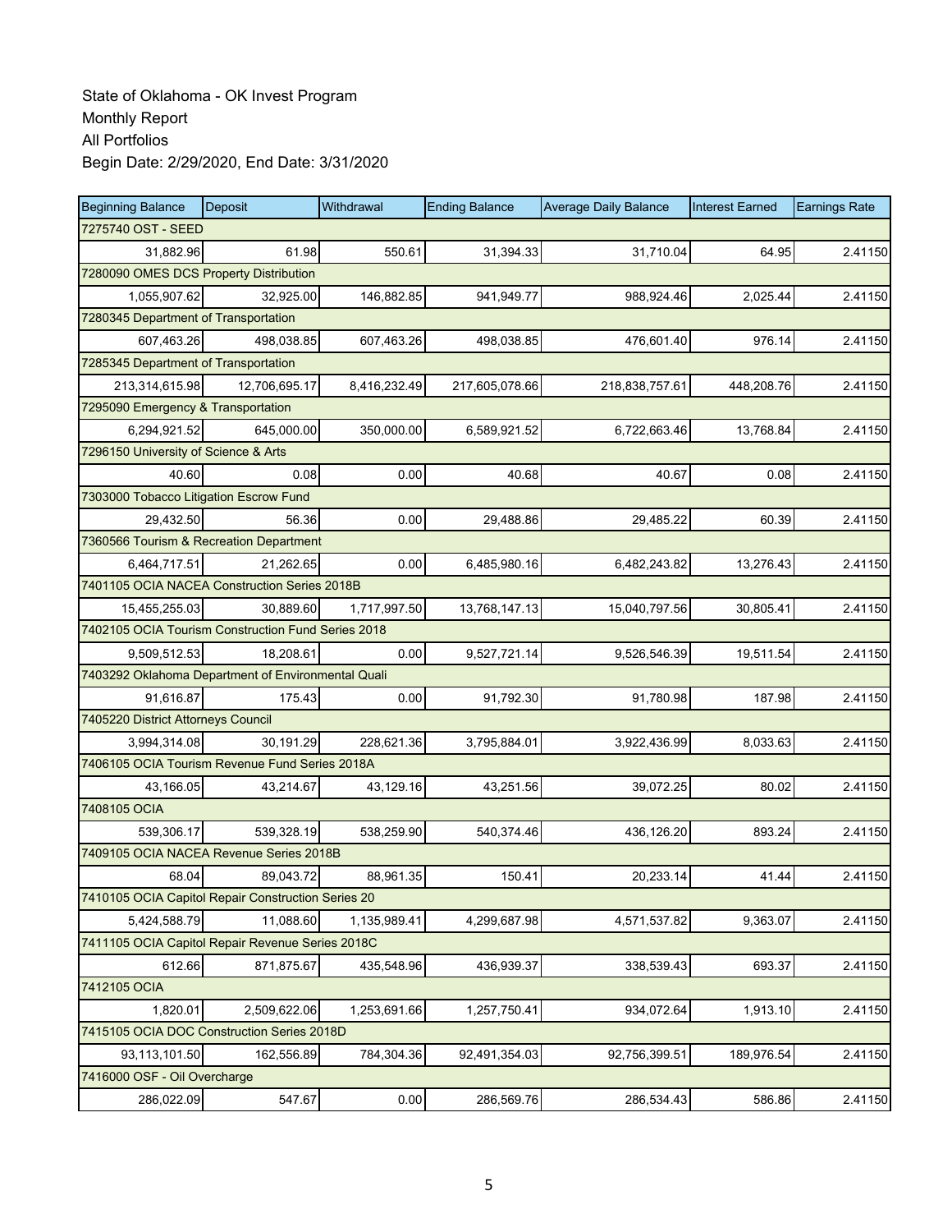State of Oklahoma - OK Invest Program
Monthly Report
All Portfolios
Begin Date: 2/29/2020, End Date: 3/31/2020

| Beginning Balance | Deposit | Withdrawal | Ending Balance | Average Daily Balance | Interest Earned | Earnings Rate |
|---|---|---|---|---|---|---|
| 7275740 OST - SEED | | | | | | |
| 31,882.96 | 61.98 | 550.61 | 31,394.33 | 31,710.04 | 64.95 | 2.41150 |
| 7280090 OMES DCS Property Distribution | | | | | | |
| 1,055,907.62 | 32,925.00 | 146,882.85 | 941,949.77 | 988,924.46 | 2,025.44 | 2.41150 |
| 7280345 Department of Transportation | | | | | | |
| 607,463.26 | 498,038.85 | 607,463.26 | 498,038.85 | 476,601.40 | 976.14 | 2.41150 |
| 7285345 Department of Transportation | | | | | | |
| 213,314,615.98 | 12,706,695.17 | 8,416,232.49 | 217,605,078.66 | 218,838,757.61 | 448,208.76 | 2.41150 |
| 7295090 Emergency & Transportation | | | | | | |
| 6,294,921.52 | 645,000.00 | 350,000.00 | 6,589,921.52 | 6,722,663.46 | 13,768.84 | 2.41150 |
| 7296150 University of Science & Arts | | | | | | |
| 40.60 | 0.08 | 0.00 | 40.68 | 40.67 | 0.08 | 2.41150 |
| 7303000 Tobacco Litigation Escrow Fund | | | | | | |
| 29,432.50 | 56.36 | 0.00 | 29,488.86 | 29,485.22 | 60.39 | 2.41150 |
| 7360566 Tourism & Recreation Department | | | | | | |
| 6,464,717.51 | 21,262.65 | 0.00 | 6,485,980.16 | 6,482,243.82 | 13,276.43 | 2.41150 |
| 7401105 OCIA NACEA Construction Series 2018B | | | | | | |
| 15,455,255.03 | 30,889.60 | 1,717,997.50 | 13,768,147.13 | 15,040,797.56 | 30,805.41 | 2.41150 |
| 7402105 OCIA Tourism Construction Fund Series 2018 | | | | | | |
| 9,509,512.53 | 18,208.61 | 0.00 | 9,527,721.14 | 9,526,546.39 | 19,511.54 | 2.41150 |
| 7403292 Oklahoma Department of Environmental Quali | | | | | | |
| 91,616.87 | 175.43 | 0.00 | 91,792.30 | 91,780.98 | 187.98 | 2.41150 |
| 7405220 District Attorneys Council | | | | | | |
| 3,994,314.08 | 30,191.29 | 228,621.36 | 3,795,884.01 | 3,922,436.99 | 8,033.63 | 2.41150 |
| 7406105 OCIA Tourism Revenue Fund Series 2018A | | | | | | |
| 43,166.05 | 43,214.67 | 43,129.16 | 43,251.56 | 39,072.25 | 80.02 | 2.41150 |
| 7408105 OCIA | | | | | | |
| 539,306.17 | 539,328.19 | 538,259.90 | 540,374.46 | 436,126.20 | 893.24 | 2.41150 |
| 7409105 OCIA NACEA Revenue Series 2018B | | | | | | |
| 68.04 | 89,043.72 | 88,961.35 | 150.41 | 20,233.14 | 41.44 | 2.41150 |
| 7410105 OCIA Capitol Repair Construction Series 20 | | | | | | |
| 5,424,588.79 | 11,088.60 | 1,135,989.41 | 4,299,687.98 | 4,571,537.82 | 9,363.07 | 2.41150 |
| 7411105 OCIA Capitol Repair Revenue Series 2018C | | | | | | |
| 612.66 | 871,875.67 | 435,548.96 | 436,939.37 | 338,539.43 | 693.37 | 2.41150 |
| 7412105 OCIA | | | | | | |
| 1,820.01 | 2,509,622.06 | 1,253,691.66 | 1,257,750.41 | 934,072.64 | 1,913.10 | 2.41150 |
| 7415105 OCIA DOC Construction Series 2018D | | | | | | |
| 93,113,101.50 | 162,556.89 | 784,304.36 | 92,491,354.03 | 92,756,399.51 | 189,976.54 | 2.41150 |
| 7416000 OSF - Oil Overcharge | | | | | | |
| 286,022.09 | 547.67 | 0.00 | 286,569.76 | 286,534.43 | 586.86 | 2.41150 |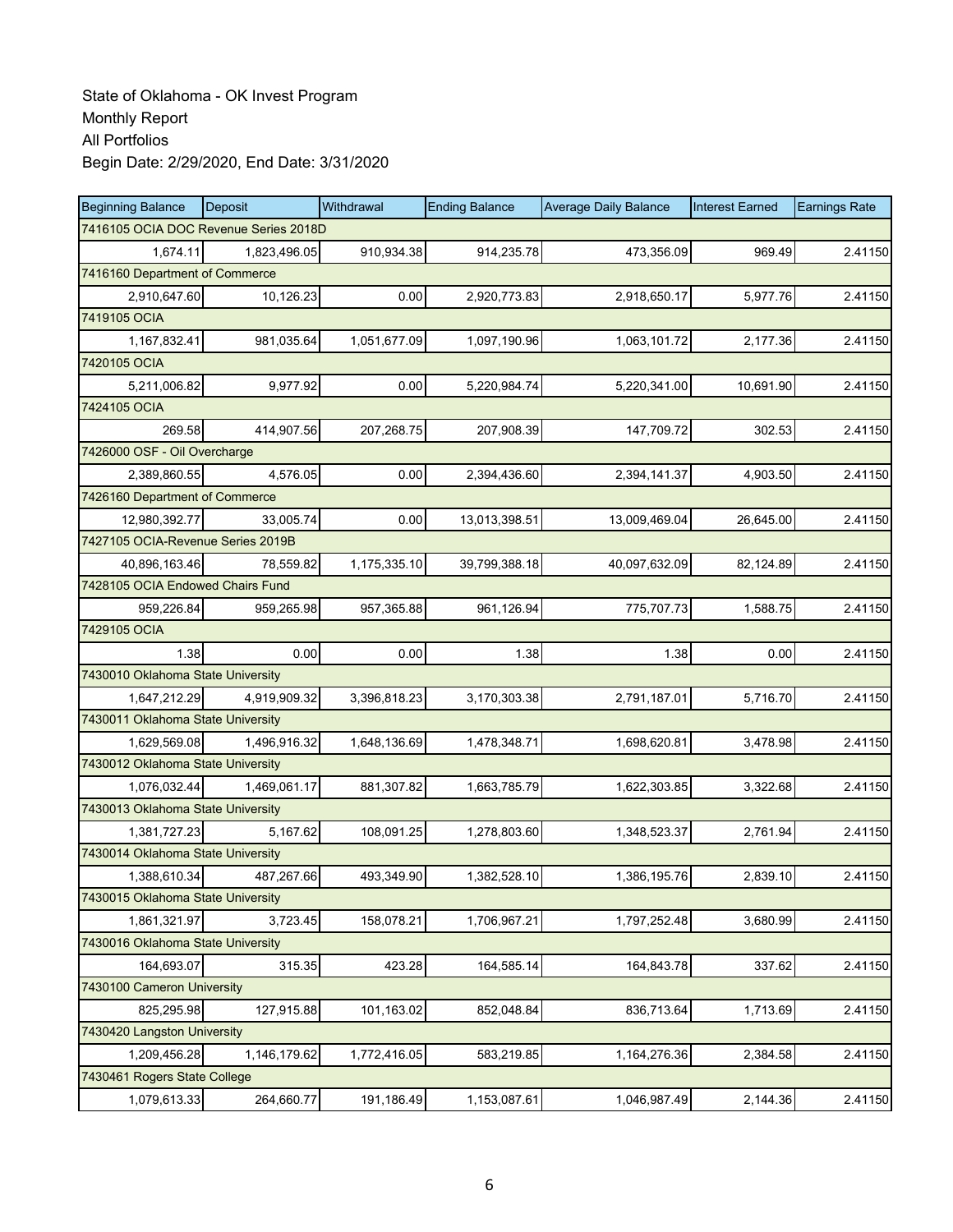State of Oklahoma - OK Invest Program
Monthly Report
All Portfolios
Begin Date: 2/29/2020, End Date: 3/31/2020

| Beginning Balance | Deposit | Withdrawal | Ending Balance | Average Daily Balance | Interest Earned | Earnings Rate |
|---|---|---|---|---|---|---|
| 7416105 OCIA DOC Revenue Series 2018D | | | | | | |
| 1,674.11 | 1,823,496.05 | 910,934.38 | 914,235.78 | 473,356.09 | 969.49 | 2.41150 |
| 7416160 Department of Commerce | | | | | | |
| 2,910,647.60 | 10,126.23 | 0.00 | 2,920,773.83 | 2,918,650.17 | 5,977.76 | 2.41150 |
| 7419105 OCIA | | | | | | |
| 1,167,832.41 | 981,035.64 | 1,051,677.09 | 1,097,190.96 | 1,063,101.72 | 2,177.36 | 2.41150 |
| 7420105 OCIA | | | | | | |
| 5,211,006.82 | 9,977.92 | 0.00 | 5,220,984.74 | 5,220,341.00 | 10,691.90 | 2.41150 |
| 7424105 OCIA | | | | | | |
| 269.58 | 414,907.56 | 207,268.75 | 207,908.39 | 147,709.72 | 302.53 | 2.41150 |
| 7426000 OSF - Oil Overcharge | | | | | | |
| 2,389,860.55 | 4,576.05 | 0.00 | 2,394,436.60 | 2,394,141.37 | 4,903.50 | 2.41150 |
| 7426160 Department of Commerce | | | | | | |
| 12,980,392.77 | 33,005.74 | 0.00 | 13,013,398.51 | 13,009,469.04 | 26,645.00 | 2.41150 |
| 7427105 OCIA-Revenue Series 2019B | | | | | | |
| 40,896,163.46 | 78,559.82 | 1,175,335.10 | 39,799,388.18 | 40,097,632.09 | 82,124.89 | 2.41150 |
| 7428105 OCIA Endowed Chairs Fund | | | | | | |
| 959,226.84 | 959,265.98 | 957,365.88 | 961,126.94 | 775,707.73 | 1,588.75 | 2.41150 |
| 7429105 OCIA | | | | | | |
| 1.38 | 0.00 | 0.00 | 1.38 | 1.38 | 0.00 | 2.41150 |
| 7430010 Oklahoma State University | | | | | | |
| 1,647,212.29 | 4,919,909.32 | 3,396,818.23 | 3,170,303.38 | 2,791,187.01 | 5,716.70 | 2.41150 |
| 7430011 Oklahoma State University | | | | | | |
| 1,629,569.08 | 1,496,916.32 | 1,648,136.69 | 1,478,348.71 | 1,698,620.81 | 3,478.98 | 2.41150 |
| 7430012 Oklahoma State University | | | | | | |
| 1,076,032.44 | 1,469,061.17 | 881,307.82 | 1,663,785.79 | 1,622,303.85 | 3,322.68 | 2.41150 |
| 7430013 Oklahoma State University | | | | | | |
| 1,381,727.23 | 5,167.62 | 108,091.25 | 1,278,803.60 | 1,348,523.37 | 2,761.94 | 2.41150 |
| 7430014 Oklahoma State University | | | | | | |
| 1,388,610.34 | 487,267.66 | 493,349.90 | 1,382,528.10 | 1,386,195.76 | 2,839.10 | 2.41150 |
| 7430015 Oklahoma State University | | | | | | |
| 1,861,321.97 | 3,723.45 | 158,078.21 | 1,706,967.21 | 1,797,252.48 | 3,680.99 | 2.41150 |
| 7430016 Oklahoma State University | | | | | | |
| 164,693.07 | 315.35 | 423.28 | 164,585.14 | 164,843.78 | 337.62 | 2.41150 |
| 7430100 Cameron University | | | | | | |
| 825,295.98 | 127,915.88 | 101,163.02 | 852,048.84 | 836,713.64 | 1,713.69 | 2.41150 |
| 7430420 Langston University | | | | | | |
| 1,209,456.28 | 1,146,179.62 | 1,772,416.05 | 583,219.85 | 1,164,276.36 | 2,384.58 | 2.41150 |
| 7430461 Rogers State College | | | | | | |
| 1,079,613.33 | 264,660.77 | 191,186.49 | 1,153,087.61 | 1,046,987.49 | 2,144.36 | 2.41150 |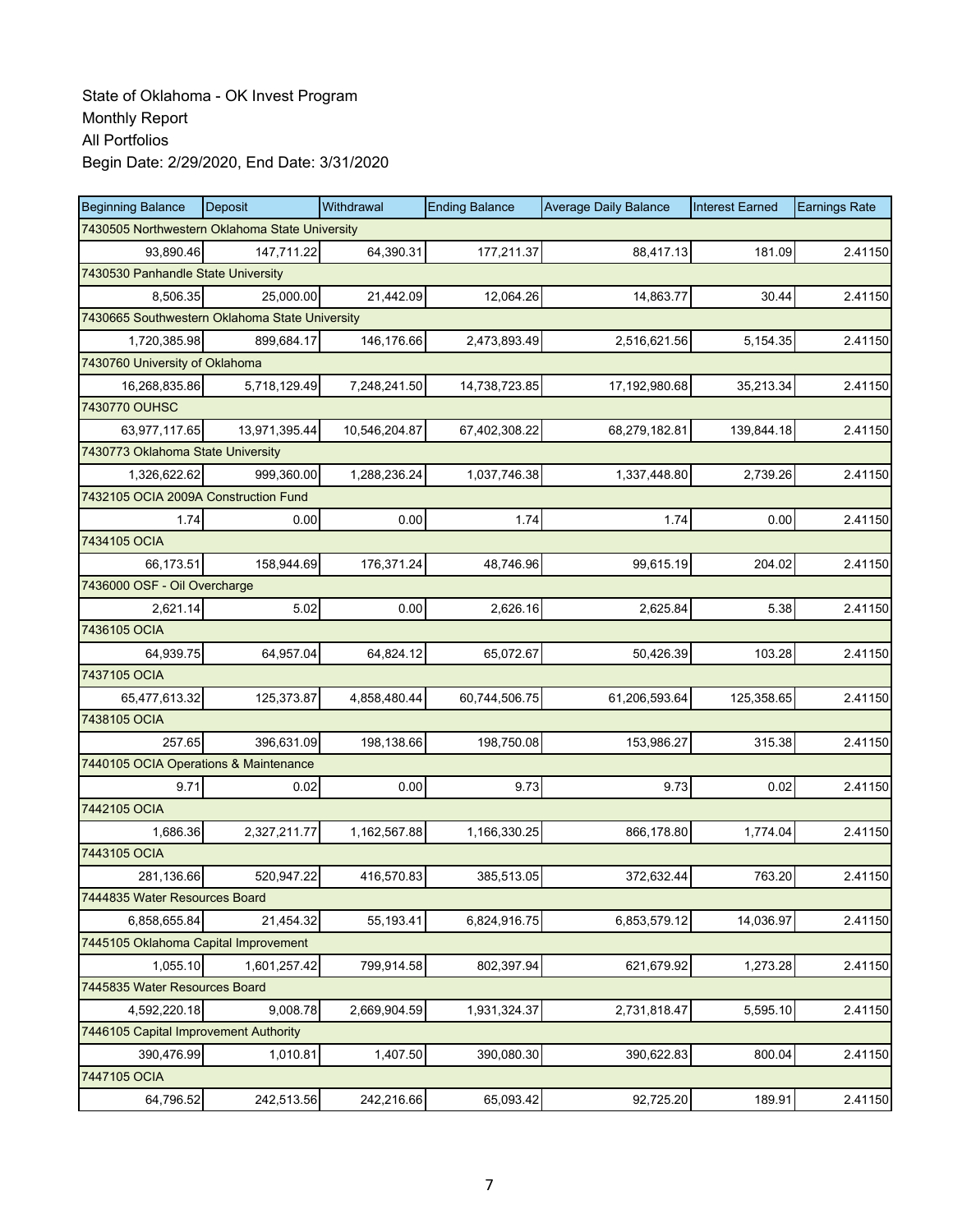State of Oklahoma - OK Invest Program
Monthly Report
All Portfolios
Begin Date: 2/29/2020, End Date: 3/31/2020

| Beginning Balance | Deposit | Withdrawal | Ending Balance | Average Daily Balance | Interest Earned | Earnings Rate |
|---|---|---|---|---|---|---|
| 7430505 Northwestern Oklahoma State University | | | | | | |
| 93,890.46 | 147,711.22 | 64,390.31 | 177,211.37 | 88,417.13 | 181.09 | 2.41150 |
| 7430530 Panhandle State University | | | | | | |
| 8,506.35 | 25,000.00 | 21,442.09 | 12,064.26 | 14,863.77 | 30.44 | 2.41150 |
| 7430665 Southwestern Oklahoma State University | | | | | | |
| 1,720,385.98 | 899,684.17 | 146,176.66 | 2,473,893.49 | 2,516,621.56 | 5,154.35 | 2.41150 |
| 7430760 University of Oklahoma | | | | | | |
| 16,268,835.86 | 5,718,129.49 | 7,248,241.50 | 14,738,723.85 | 17,192,980.68 | 35,213.34 | 2.41150 |
| 7430770 OUHSC | | | | | | |
| 63,977,117.65 | 13,971,395.44 | 10,546,204.87 | 67,402,308.22 | 68,279,182.81 | 139,844.18 | 2.41150 |
| 7430773 Oklahoma State University | | | | | | |
| 1,326,622.62 | 999,360.00 | 1,288,236.24 | 1,037,746.38 | 1,337,448.80 | 2,739.26 | 2.41150 |
| 7432105 OCIA 2009A Construction Fund | | | | | | |
| 1.74 | 0.00 | 0.00 | 1.74 | 1.74 | 0.00 | 2.41150 |
| 7434105 OCIA | | | | | | |
| 66,173.51 | 158,944.69 | 176,371.24 | 48,746.96 | 99,615.19 | 204.02 | 2.41150 |
| 7436000 OSF - Oil Overcharge | | | | | | |
| 2,621.14 | 5.02 | 0.00 | 2,626.16 | 2,625.84 | 5.38 | 2.41150 |
| 7436105 OCIA | | | | | | |
| 64,939.75 | 64,957.04 | 64,824.12 | 65,072.67 | 50,426.39 | 103.28 | 2.41150 |
| 7437105 OCIA | | | | | | |
| 65,477,613.32 | 125,373.87 | 4,858,480.44 | 60,744,506.75 | 61,206,593.64 | 125,358.65 | 2.41150 |
| 7438105 OCIA | | | | | | |
| 257.65 | 396,631.09 | 198,138.66 | 198,750.08 | 153,986.27 | 315.38 | 2.41150 |
| 7440105 OCIA Operations & Maintenance | | | | | | |
| 9.71 | 0.02 | 0.00 | 9.73 | 9.73 | 0.02 | 2.41150 |
| 7442105 OCIA | | | | | | |
| 1,686.36 | 2,327,211.77 | 1,162,567.88 | 1,166,330.25 | 866,178.80 | 1,774.04 | 2.41150 |
| 7443105 OCIA | | | | | | |
| 281,136.66 | 520,947.22 | 416,570.83 | 385,513.05 | 372,632.44 | 763.20 | 2.41150 |
| 7444835 Water Resources Board | | | | | | |
| 6,858,655.84 | 21,454.32 | 55,193.41 | 6,824,916.75 | 6,853,579.12 | 14,036.97 | 2.41150 |
| 7445105 Oklahoma Capital Improvement | | | | | | |
| 1,055.10 | 1,601,257.42 | 799,914.58 | 802,397.94 | 621,679.92 | 1,273.28 | 2.41150 |
| 7445835 Water Resources Board | | | | | | |
| 4,592,220.18 | 9,008.78 | 2,669,904.59 | 1,931,324.37 | 2,731,818.47 | 5,595.10 | 2.41150 |
| 7446105 Capital Improvement Authority | | | | | | |
| 390,476.99 | 1,010.81 | 1,407.50 | 390,080.30 | 390,622.83 | 800.04 | 2.41150 |
| 7447105 OCIA | | | | | | |
| 64,796.52 | 242,513.56 | 242,216.66 | 65,093.42 | 92,725.20 | 189.91 | 2.41150 |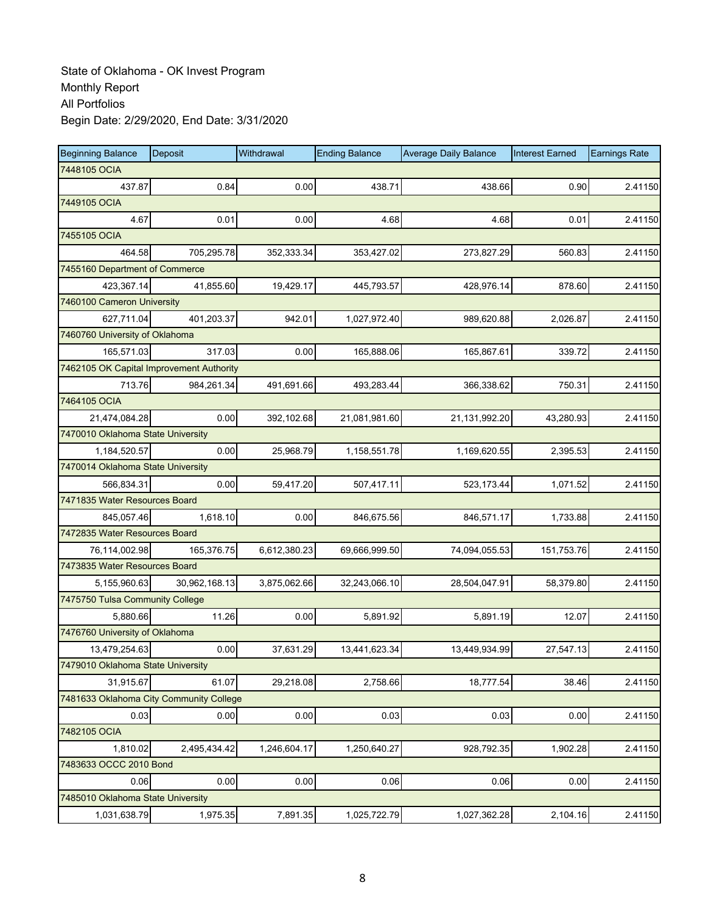State of Oklahoma - OK Invest Program
Monthly Report
All Portfolios
Begin Date: 2/29/2020, End Date: 3/31/2020

| Beginning Balance | Deposit | Withdrawal | Ending Balance | Average Daily Balance | Interest Earned | Earnings Rate |
|---|---|---|---|---|---|---|
| 7448105 OCIA | | | | | | |
| 437.87 | 0.84 | 0.00 | 438.71 | 438.66 | 0.90 | 2.41150 |
| 7449105 OCIA | | | | | | |
| 4.67 | 0.01 | 0.00 | 4.68 | 4.68 | 0.01 | 2.41150 |
| 7455105 OCIA | | | | | | |
| 464.58 | 705,295.78 | 352,333.34 | 353,427.02 | 273,827.29 | 560.83 | 2.41150 |
| 7455160 Department of Commerce | | | | | | |
| 423,367.14 | 41,855.60 | 19,429.17 | 445,793.57 | 428,976.14 | 878.60 | 2.41150 |
| 7460100 Cameron University | | | | | | |
| 627,711.04 | 401,203.37 | 942.01 | 1,027,972.40 | 989,620.88 | 2,026.87 | 2.41150 |
| 7460760 University of Oklahoma | | | | | | |
| 165,571.03 | 317.03 | 0.00 | 165,888.06 | 165,867.61 | 339.72 | 2.41150 |
| 7462105 OK Capital Improvement Authority | | | | | | |
| 713.76 | 984,261.34 | 491,691.66 | 493,283.44 | 366,338.62 | 750.31 | 2.41150 |
| 7464105 OCIA | | | | | | |
| 21,474,084.28 | 0.00 | 392,102.68 | 21,081,981.60 | 21,131,992.20 | 43,280.93 | 2.41150 |
| 7470010 Oklahoma State University | | | | | | |
| 1,184,520.57 | 0.00 | 25,968.79 | 1,158,551.78 | 1,169,620.55 | 2,395.53 | 2.41150 |
| 7470014 Oklahoma State University | | | | | | |
| 566,834.31 | 0.00 | 59,417.20 | 507,417.11 | 523,173.44 | 1,071.52 | 2.41150 |
| 7471835 Water Resources Board | | | | | | |
| 845,057.46 | 1,618.10 | 0.00 | 846,675.56 | 846,571.17 | 1,733.88 | 2.41150 |
| 7472835 Water Resources Board | | | | | | |
| 76,114,002.98 | 165,376.75 | 6,612,380.23 | 69,666,999.50 | 74,094,055.53 | 151,753.76 | 2.41150 |
| 7473835 Water Resources Board | | | | | | |
| 5,155,960.63 | 30,962,168.13 | 3,875,062.66 | 32,243,066.10 | 28,504,047.91 | 58,379.80 | 2.41150 |
| 7475750 Tulsa Community College | | | | | | |
| 5,880.66 | 11.26 | 0.00 | 5,891.92 | 5,891.19 | 12.07 | 2.41150 |
| 7476760 University of Oklahoma | | | | | | |
| 13,479,254.63 | 0.00 | 37,631.29 | 13,441,623.34 | 13,449,934.99 | 27,547.13 | 2.41150 |
| 7479010 Oklahoma State University | | | | | | |
| 31,915.67 | 61.07 | 29,218.08 | 2,758.66 | 18,777.54 | 38.46 | 2.41150 |
| 7481633 Oklahoma City Community College | | | | | | |
| 0.03 | 0.00 | 0.00 | 0.03 | 0.03 | 0.00 | 2.41150 |
| 7482105 OCIA | | | | | | |
| 1,810.02 | 2,495,434.42 | 1,246,604.17 | 1,250,640.27 | 928,792.35 | 1,902.28 | 2.41150 |
| 7483633 OCCC 2010 Bond | | | | | | |
| 0.06 | 0.00 | 0.00 | 0.06 | 0.06 | 0.00 | 2.41150 |
| 7485010 Oklahoma State University | | | | | | |
| 1,031,638.79 | 1,975.35 | 7,891.35 | 1,025,722.79 | 1,027,362.28 | 2,104.16 | 2.41150 |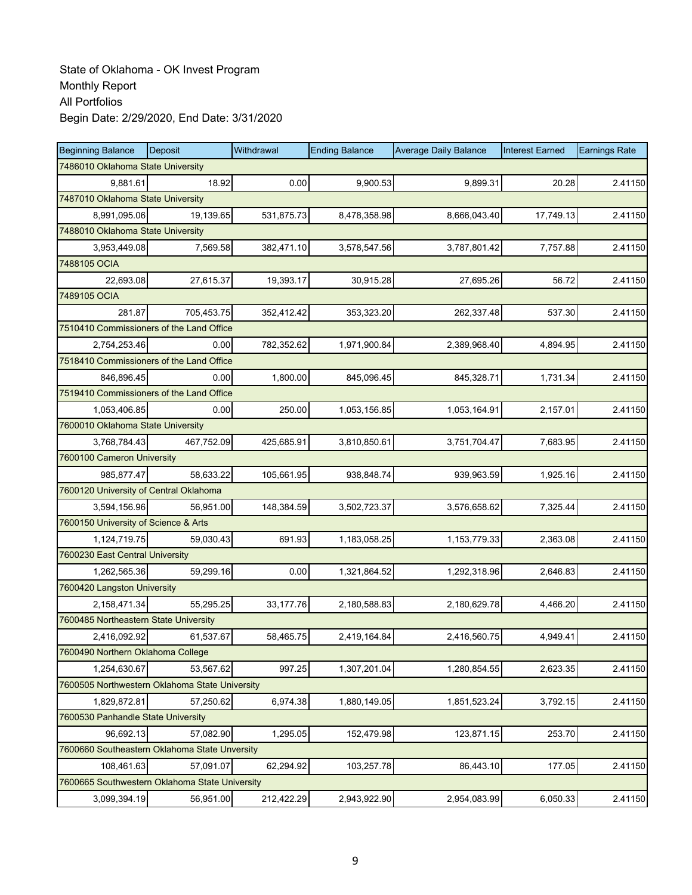State of Oklahoma - OK Invest Program
Monthly Report
All Portfolios
Begin Date: 2/29/2020, End Date: 3/31/2020

| Beginning Balance | Deposit | Withdrawal | Ending Balance | Average Daily Balance | Interest Earned | Earnings Rate |
|---|---|---|---|---|---|---|
| 7486010 Oklahoma State University | | | | | | |
| 9,881.61 | 18.92 | 0.00 | 9,900.53 | 9,899.31 | 20.28 | 2.41150 |
| 7487010 Oklahoma State University | | | | | | |
| 8,991,095.06 | 19,139.65 | 531,875.73 | 8,478,358.98 | 8,666,043.40 | 17,749.13 | 2.41150 |
| 7488010 Oklahoma State University | | | | | | |
| 3,953,449.08 | 7,569.58 | 382,471.10 | 3,578,547.56 | 3,787,801.42 | 7,757.88 | 2.41150 |
| 7488105 OCIA | | | | | | |
| 22,693.08 | 27,615.37 | 19,393.17 | 30,915.28 | 27,695.26 | 56.72 | 2.41150 |
| 7489105 OCIA | | | | | | |
| 281.87 | 705,453.75 | 352,412.42 | 353,323.20 | 262,337.48 | 537.30 | 2.41150 |
| 7510410 Commissioners of the Land Office | | | | | | |
| 2,754,253.46 | 0.00 | 782,352.62 | 1,971,900.84 | 2,389,968.40 | 4,894.95 | 2.41150 |
| 7518410 Commissioners of the Land Office | | | | | | |
| 846,896.45 | 0.00 | 1,800.00 | 845,096.45 | 845,328.71 | 1,731.34 | 2.41150 |
| 7519410 Commissioners of the Land Office | | | | | | |
| 1,053,406.85 | 0.00 | 250.00 | 1,053,156.85 | 1,053,164.91 | 2,157.01 | 2.41150 |
| 7600010 Oklahoma State University | | | | | | |
| 3,768,784.43 | 467,752.09 | 425,685.91 | 3,810,850.61 | 3,751,704.47 | 7,683.95 | 2.41150 |
| 7600100 Cameron University | | | | | | |
| 985,877.47 | 58,633.22 | 105,661.95 | 938,848.74 | 939,963.59 | 1,925.16 | 2.41150 |
| 7600120 University of Central Oklahoma | | | | | | |
| 3,594,156.96 | 56,951.00 | 148,384.59 | 3,502,723.37 | 3,576,658.62 | 7,325.44 | 2.41150 |
| 7600150 University of Science & Arts | | | | | | |
| 1,124,719.75 | 59,030.43 | 691.93 | 1,183,058.25 | 1,153,779.33 | 2,363.08 | 2.41150 |
| 7600230 East Central University | | | | | | |
| 1,262,565.36 | 59,299.16 | 0.00 | 1,321,864.52 | 1,292,318.96 | 2,646.83 | 2.41150 |
| 7600420 Langston University | | | | | | |
| 2,158,471.34 | 55,295.25 | 33,177.76 | 2,180,588.83 | 2,180,629.78 | 4,466.20 | 2.41150 |
| 7600485 Northeastern State University | | | | | | |
| 2,416,092.92 | 61,537.67 | 58,465.75 | 2,419,164.84 | 2,416,560.75 | 4,949.41 | 2.41150 |
| 7600490 Northern Oklahoma College | | | | | | |
| 1,254,630.67 | 53,567.62 | 997.25 | 1,307,201.04 | 1,280,854.55 | 2,623.35 | 2.41150 |
| 7600505 Northwestern Oklahoma State University | | | | | | |
| 1,829,872.81 | 57,250.62 | 6,974.38 | 1,880,149.05 | 1,851,523.24 | 3,792.15 | 2.41150 |
| 7600530 Panhandle State University | | | | | | |
| 96,692.13 | 57,082.90 | 1,295.05 | 152,479.98 | 123,871.15 | 253.70 | 2.41150 |
| 7600660 Southeastern Oklahoma State Unversity | | | | | | |
| 108,461.63 | 57,091.07 | 62,294.92 | 103,257.78 | 86,443.10 | 177.05 | 2.41150 |
| 7600665 Southwestern Oklahoma State University | | | | | | |
| 3,099,394.19 | 56,951.00 | 212,422.29 | 2,943,922.90 | 2,954,083.99 | 6,050.33 | 2.41150 |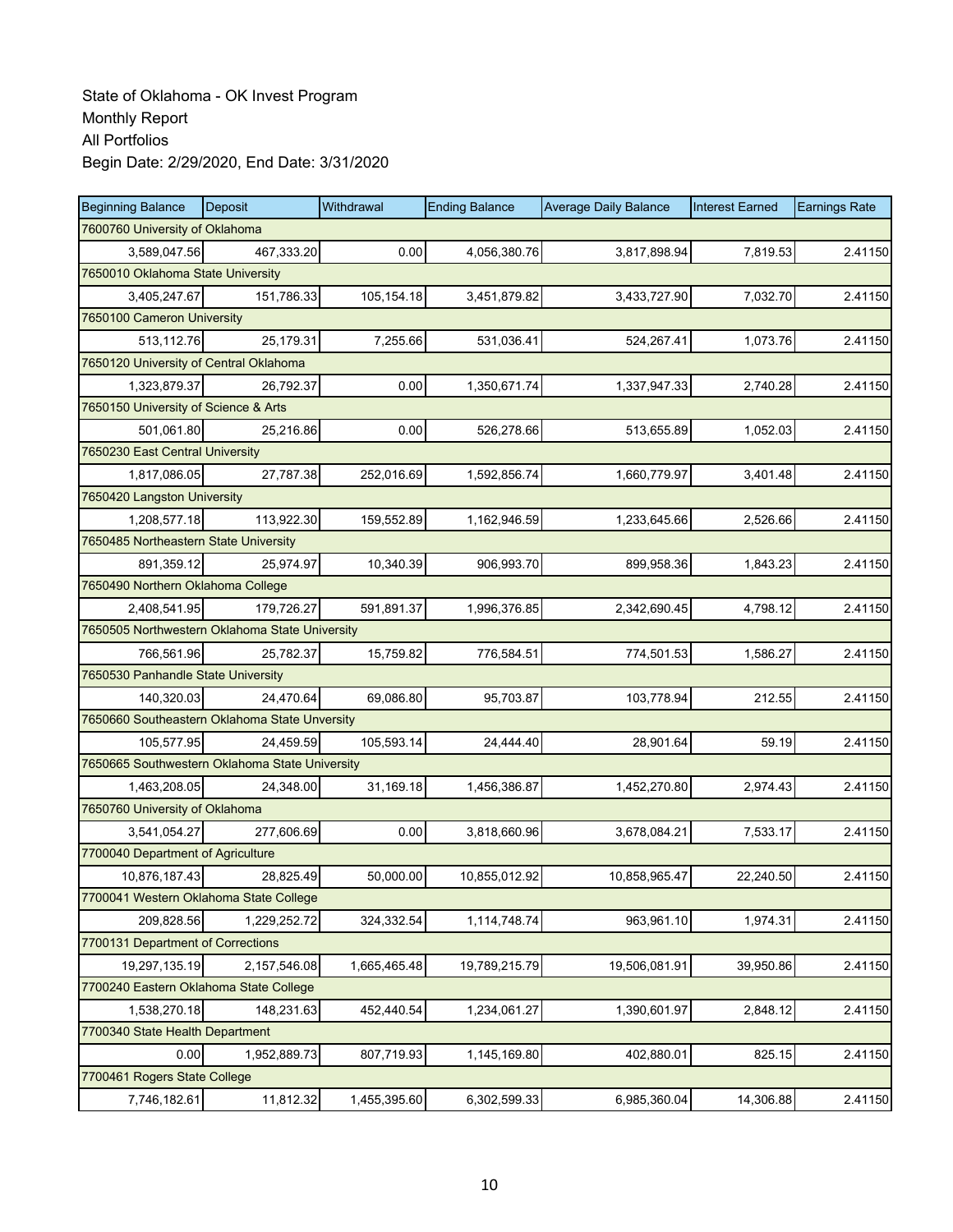State of Oklahoma - OK Invest Program
Monthly Report
All Portfolios
Begin Date: 2/29/2020, End Date: 3/31/2020

| Beginning Balance | Deposit | Withdrawal | Ending Balance | Average Daily Balance | Interest Earned | Earnings Rate |
|---|---|---|---|---|---|---|
| 7600760 University of Oklahoma | | | | | | |
| 3,589,047.56 | 467,333.20 | 0.00 | 4,056,380.76 | 3,817,898.94 | 7,819.53 | 2.41150 |
| 7650010 Oklahoma State University | | | | | | |
| 3,405,247.67 | 151,786.33 | 105,154.18 | 3,451,879.82 | 3,433,727.90 | 7,032.70 | 2.41150 |
| 7650100 Cameron University | | | | | | |
| 513,112.76 | 25,179.31 | 7,255.66 | 531,036.41 | 524,267.41 | 1,073.76 | 2.41150 |
| 7650120 University of Central Oklahoma | | | | | | |
| 1,323,879.37 | 26,792.37 | 0.00 | 1,350,671.74 | 1,337,947.33 | 2,740.28 | 2.41150 |
| 7650150 University of Science & Arts | | | | | | |
| 501,061.80 | 25,216.86 | 0.00 | 526,278.66 | 513,655.89 | 1,052.03 | 2.41150 |
| 7650230 East Central University | | | | | | |
| 1,817,086.05 | 27,787.38 | 252,016.69 | 1,592,856.74 | 1,660,779.97 | 3,401.48 | 2.41150 |
| 7650420 Langston University | | | | | | |
| 1,208,577.18 | 113,922.30 | 159,552.89 | 1,162,946.59 | 1,233,645.66 | 2,526.66 | 2.41150 |
| 7650485 Northeastern State University | | | | | | |
| 891,359.12 | 25,974.97 | 10,340.39 | 906,993.70 | 899,958.36 | 1,843.23 | 2.41150 |
| 7650490 Northern Oklahoma College | | | | | | |
| 2,408,541.95 | 179,726.27 | 591,891.37 | 1,996,376.85 | 2,342,690.45 | 4,798.12 | 2.41150 |
| 7650505 Northwestern Oklahoma State University | | | | | | |
| 766,561.96 | 25,782.37 | 15,759.82 | 776,584.51 | 774,501.53 | 1,586.27 | 2.41150 |
| 7650530 Panhandle State University | | | | | | |
| 140,320.03 | 24,470.64 | 69,086.80 | 95,703.87 | 103,778.94 | 212.55 | 2.41150 |
| 7650660 Southeastern Oklahoma State Unversity | | | | | | |
| 105,577.95 | 24,459.59 | 105,593.14 | 24,444.40 | 28,901.64 | 59.19 | 2.41150 |
| 7650665 Southwestern Oklahoma State University | | | | | | |
| 1,463,208.05 | 24,348.00 | 31,169.18 | 1,456,386.87 | 1,452,270.80 | 2,974.43 | 2.41150 |
| 7650760 University of Oklahoma | | | | | | |
| 3,541,054.27 | 277,606.69 | 0.00 | 3,818,660.96 | 3,678,084.21 | 7,533.17 | 2.41150 |
| 7700040 Department of Agriculture | | | | | | |
| 10,876,187.43 | 28,825.49 | 50,000.00 | 10,855,012.92 | 10,858,965.47 | 22,240.50 | 2.41150 |
| 7700041 Western Oklahoma State College | | | | | | |
| 209,828.56 | 1,229,252.72 | 324,332.54 | 1,114,748.74 | 963,961.10 | 1,974.31 | 2.41150 |
| 7700131 Department of Corrections | | | | | | |
| 19,297,135.19 | 2,157,546.08 | 1,665,465.48 | 19,789,215.79 | 19,506,081.91 | 39,950.86 | 2.41150 |
| 7700240 Eastern Oklahoma State College | | | | | | |
| 1,538,270.18 | 148,231.63 | 452,440.54 | 1,234,061.27 | 1,390,601.97 | 2,848.12 | 2.41150 |
| 7700340 State Health Department | | | | | | |
| 0.00 | 1,952,889.73 | 807,719.93 | 1,145,169.80 | 402,880.01 | 825.15 | 2.41150 |
| 7700461 Rogers State College | | | | | | |
| 7,746,182.61 | 11,812.32 | 1,455,395.60 | 6,302,599.33 | 6,985,360.04 | 14,306.88 | 2.41150 |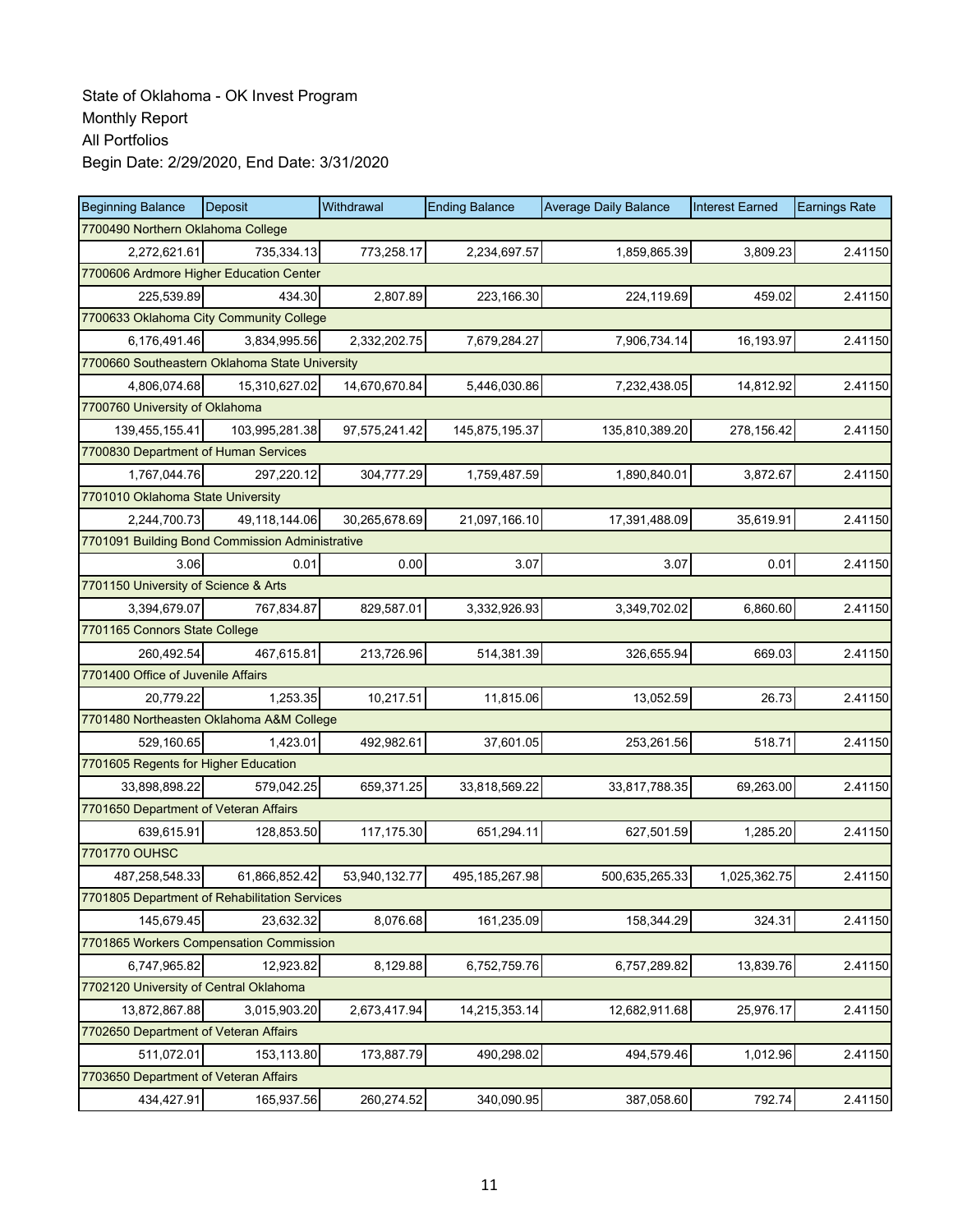State of Oklahoma - OK Invest Program
Monthly Report
All Portfolios
Begin Date: 2/29/2020, End Date: 3/31/2020

| Beginning Balance | Deposit | Withdrawal | Ending Balance | Average Daily Balance | Interest Earned | Earnings Rate |
|---|---|---|---|---|---|---|
| 7700490 Northern Oklahoma College | | | | | | |
| 2,272,621.61 | 735,334.13 | 773,258.17 | 2,234,697.57 | 1,859,865.39 | 3,809.23 | 2.41150 |
| 7700606 Ardmore Higher Education Center | | | | | | |
| 225,539.89 | 434.30 | 2,807.89 | 223,166.30 | 224,119.69 | 459.02 | 2.41150 |
| 7700633 Oklahoma City Community College | | | | | | |
| 6,176,491.46 | 3,834,995.56 | 2,332,202.75 | 7,679,284.27 | 7,906,734.14 | 16,193.97 | 2.41150 |
| 7700660 Southeastern Oklahoma State University | | | | | | |
| 4,806,074.68 | 15,310,627.02 | 14,670,670.84 | 5,446,030.86 | 7,232,438.05 | 14,812.92 | 2.41150 |
| 7700760 University of Oklahoma | | | | | | |
| 139,455,155.41 | 103,995,281.38 | 97,575,241.42 | 145,875,195.37 | 135,810,389.20 | 278,156.42 | 2.41150 |
| 7700830 Department of Human Services | | | | | | |
| 1,767,044.76 | 297,220.12 | 304,777.29 | 1,759,487.59 | 1,890,840.01 | 3,872.67 | 2.41150 |
| 7701010 Oklahoma State University | | | | | | |
| 2,244,700.73 | 49,118,144.06 | 30,265,678.69 | 21,097,166.10 | 17,391,488.09 | 35,619.91 | 2.41150 |
| 7701091 Building Bond Commission Administrative | | | | | | |
| 3.06 | 0.01 | 0.00 | 3.07 | 3.07 | 0.01 | 2.41150 |
| 7701150 University of Science & Arts | | | | | | |
| 3,394,679.07 | 767,834.87 | 829,587.01 | 3,332,926.93 | 3,349,702.02 | 6,860.60 | 2.41150 |
| 7701165 Connors State College | | | | | | |
| 260,492.54 | 467,615.81 | 213,726.96 | 514,381.39 | 326,655.94 | 669.03 | 2.41150 |
| 7701400 Office of Juvenile Affairs | | | | | | |
| 20,779.22 | 1,253.35 | 10,217.51 | 11,815.06 | 13,052.59 | 26.73 | 2.41150 |
| 7701480 Northeasten Oklahoma A&M College | | | | | | |
| 529,160.65 | 1,423.01 | 492,982.61 | 37,601.05 | 253,261.56 | 518.71 | 2.41150 |
| 7701605 Regents for Higher Education | | | | | | |
| 33,898,898.22 | 579,042.25 | 659,371.25 | 33,818,569.22 | 33,817,788.35 | 69,263.00 | 2.41150 |
| 7701650 Department of Veteran Affairs | | | | | | |
| 639,615.91 | 128,853.50 | 117,175.30 | 651,294.11 | 627,501.59 | 1,285.20 | 2.41150 |
| 7701770 OUHSC | | | | | | |
| 487,258,548.33 | 61,866,852.42 | 53,940,132.77 | 495,185,267.98 | 500,635,265.33 | 1,025,362.75 | 2.41150 |
| 7701805 Department of Rehabilitation Services | | | | | | |
| 145,679.45 | 23,632.32 | 8,076.68 | 161,235.09 | 158,344.29 | 324.31 | 2.41150 |
| 7701865 Workers Compensation Commission | | | | | | |
| 6,747,965.82 | 12,923.82 | 8,129.88 | 6,752,759.76 | 6,757,289.82 | 13,839.76 | 2.41150 |
| 7702120 University of Central Oklahoma | | | | | | |
| 13,872,867.88 | 3,015,903.20 | 2,673,417.94 | 14,215,353.14 | 12,682,911.68 | 25,976.17 | 2.41150 |
| 7702650 Department of Veteran Affairs | | | | | | |
| 511,072.01 | 153,113.80 | 173,887.79 | 490,298.02 | 494,579.46 | 1,012.96 | 2.41150 |
| 7703650 Department of Veteran Affairs | | | | | | |
| 434,427.91 | 165,937.56 | 260,274.52 | 340,090.95 | 387,058.60 | 792.74 | 2.41150 |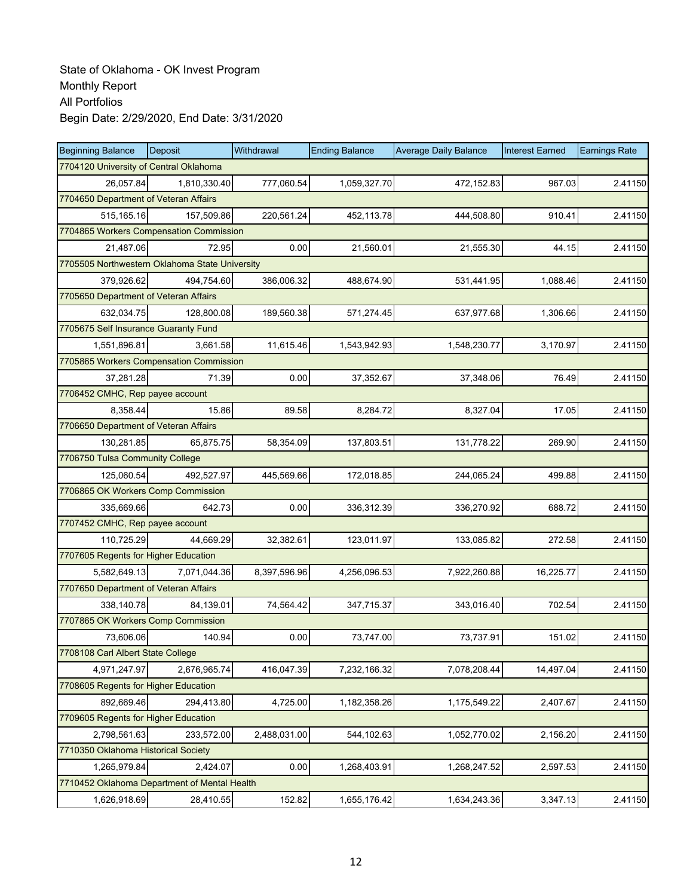State of Oklahoma - OK Invest Program
Monthly Report
All Portfolios
Begin Date: 2/29/2020, End Date: 3/31/2020

| Beginning Balance | Deposit | Withdrawal | Ending Balance | Average Daily Balance | Interest Earned | Earnings Rate |
|---|---|---|---|---|---|---|
| 7704120 University of Central Oklahoma | | | | | | |
| 26,057.84 | 1,810,330.40 | 777,060.54 | 1,059,327.70 | 472,152.83 | 967.03 | 2.41150 |
| 7704650 Department of Veteran Affairs | | | | | | |
| 515,165.16 | 157,509.86 | 220,561.24 | 452,113.78 | 444,508.80 | 910.41 | 2.41150 |
| 7704865 Workers Compensation Commission | | | | | | |
| 21,487.06 | 72.95 | 0.00 | 21,560.01 | 21,555.30 | 44.15 | 2.41150 |
| 7705505 Northwestern Oklahoma State University | | | | | | |
| 379,926.62 | 494,754.60 | 386,006.32 | 488,674.90 | 531,441.95 | 1,088.46 | 2.41150 |
| 7705650 Department of Veteran Affairs | | | | | | |
| 632,034.75 | 128,800.08 | 189,560.38 | 571,274.45 | 637,977.68 | 1,306.66 | 2.41150 |
| 7705675 Self Insurance Guaranty Fund | | | | | | |
| 1,551,896.81 | 3,661.58 | 11,615.46 | 1,543,942.93 | 1,548,230.77 | 3,170.97 | 2.41150 |
| 7705865 Workers Compensation Commission | | | | | | |
| 37,281.28 | 71.39 | 0.00 | 37,352.67 | 37,348.06 | 76.49 | 2.41150 |
| 7706452 CMHC, Rep payee account | | | | | | |
| 8,358.44 | 15.86 | 89.58 | 8,284.72 | 8,327.04 | 17.05 | 2.41150 |
| 7706650 Department of Veteran Affairs | | | | | | |
| 130,281.85 | 65,875.75 | 58,354.09 | 137,803.51 | 131,778.22 | 269.90 | 2.41150 |
| 7706750 Tulsa Community College | | | | | | |
| 125,060.54 | 492,527.97 | 445,569.66 | 172,018.85 | 244,065.24 | 499.88 | 2.41150 |
| 7706865 OK Workers Comp Commission | | | | | | |
| 335,669.66 | 642.73 | 0.00 | 336,312.39 | 336,270.92 | 688.72 | 2.41150 |
| 7707452 CMHC, Rep payee account | | | | | | |
| 110,725.29 | 44,669.29 | 32,382.61 | 123,011.97 | 133,085.82 | 272.58 | 2.41150 |
| 7707605 Regents for Higher Education | | | | | | |
| 5,582,649.13 | 7,071,044.36 | 8,397,596.96 | 4,256,096.53 | 7,922,260.88 | 16,225.77 | 2.41150 |
| 7707650 Department of Veteran Affairs | | | | | | |
| 338,140.78 | 84,139.01 | 74,564.42 | 347,715.37 | 343,016.40 | 702.54 | 2.41150 |
| 7707865 OK Workers Comp Commission | | | | | | |
| 73,606.06 | 140.94 | 0.00 | 73,747.00 | 73,737.91 | 151.02 | 2.41150 |
| 7708108 Carl Albert State College | | | | | | |
| 4,971,247.97 | 2,676,965.74 | 416,047.39 | 7,232,166.32 | 7,078,208.44 | 14,497.04 | 2.41150 |
| 7708605 Regents for Higher Education | | | | | | |
| 892,669.46 | 294,413.80 | 4,725.00 | 1,182,358.26 | 1,175,549.22 | 2,407.67 | 2.41150 |
| 7709605 Regents for Higher Education | | | | | | |
| 2,798,561.63 | 233,572.00 | 2,488,031.00 | 544,102.63 | 1,052,770.02 | 2,156.20 | 2.41150 |
| 7710350 Oklahoma Historical Society | | | | | | |
| 1,265,979.84 | 2,424.07 | 0.00 | 1,268,403.91 | 1,268,247.52 | 2,597.53 | 2.41150 |
| 7710452 Oklahoma Department of Mental Health | | | | | | |
| 1,626,918.69 | 28,410.55 | 152.82 | 1,655,176.42 | 1,634,243.36 | 3,347.13 | 2.41150 |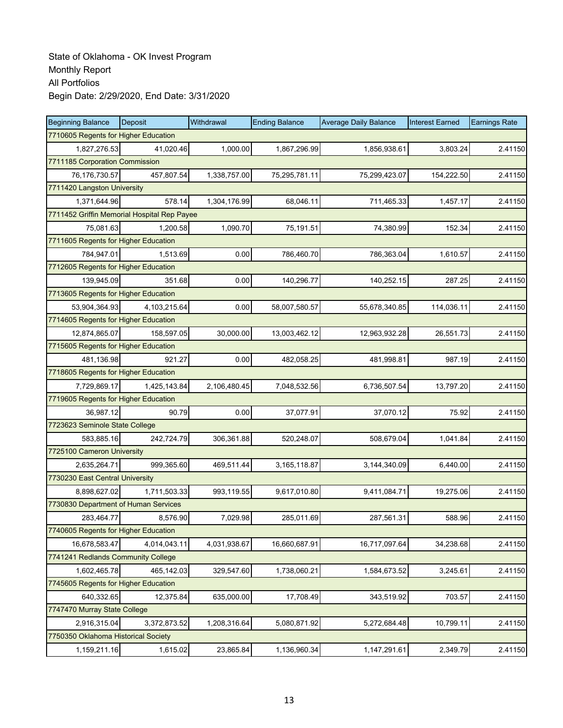State of Oklahoma - OK Invest Program
Monthly Report
All Portfolios
Begin Date: 2/29/2020, End Date: 3/31/2020

| Beginning Balance | Deposit | Withdrawal | Ending Balance | Average Daily Balance | Interest Earned | Earnings Rate |
|---|---|---|---|---|---|---|
| 7710605 Regents for Higher Education | | | | | | |
| 1,827,276.53 | 41,020.46 | 1,000.00 | 1,867,296.99 | 1,856,938.61 | 3,803.24 | 2.41150 |
| 7711185 Corporation Commission | | | | | | |
| 76,176,730.57 | 457,807.54 | 1,338,757.00 | 75,295,781.11 | 75,299,423.07 | 154,222.50 | 2.41150 |
| 7711420 Langston University | | | | | | |
| 1,371,644.96 | 578.14 | 1,304,176.99 | 68,046.11 | 711,465.33 | 1,457.17 | 2.41150 |
| 7711452 Griffin Memorial Hospital Rep Payee | | | | | | |
| 75,081.63 | 1,200.58 | 1,090.70 | 75,191.51 | 74,380.99 | 152.34 | 2.41150 |
| 7711605 Regents for Higher Education | | | | | | |
| 784,947.01 | 1,513.69 | 0.00 | 786,460.70 | 786,363.04 | 1,610.57 | 2.41150 |
| 7712605 Regents for Higher Education | | | | | | |
| 139,945.09 | 351.68 | 0.00 | 140,296.77 | 140,252.15 | 287.25 | 2.41150 |
| 7713605 Regents for Higher Education | | | | | | |
| 53,904,364.93 | 4,103,215.64 | 0.00 | 58,007,580.57 | 55,678,340.85 | 114,036.11 | 2.41150 |
| 7714605 Regents for Higher Education | | | | | | |
| 12,874,865.07 | 158,597.05 | 30,000.00 | 13,003,462.12 | 12,963,932.28 | 26,551.73 | 2.41150 |
| 7715605 Regents for Higher Education | | | | | | |
| 481,136.98 | 921.27 | 0.00 | 482,058.25 | 481,998.81 | 987.19 | 2.41150 |
| 7718605 Regents for Higher Education | | | | | | |
| 7,729,869.17 | 1,425,143.84 | 2,106,480.45 | 7,048,532.56 | 6,736,507.54 | 13,797.20 | 2.41150 |
| 7719605 Regents for Higher Education | | | | | | |
| 36,987.12 | 90.79 | 0.00 | 37,077.91 | 37,070.12 | 75.92 | 2.41150 |
| 7723623 Seminole State College | | | | | | |
| 583,885.16 | 242,724.79 | 306,361.88 | 520,248.07 | 508,679.04 | 1,041.84 | 2.41150 |
| 7725100 Cameron University | | | | | | |
| 2,635,264.71 | 999,365.60 | 469,511.44 | 3,165,118.87 | 3,144,340.09 | 6,440.00 | 2.41150 |
| 7730230 East Central University | | | | | | |
| 8,898,627.02 | 1,711,503.33 | 993,119.55 | 9,617,010.80 | 9,411,084.71 | 19,275.06 | 2.41150 |
| 7730830 Department of Human Services | | | | | | |
| 283,464.77 | 8,576.90 | 7,029.98 | 285,011.69 | 287,561.31 | 588.96 | 2.41150 |
| 7740605 Regents for Higher Education | | | | | | |
| 16,678,583.47 | 4,014,043.11 | 4,031,938.67 | 16,660,687.91 | 16,717,097.64 | 34,238.68 | 2.41150 |
| 7741241 Redlands Community College | | | | | | |
| 1,602,465.78 | 465,142.03 | 329,547.60 | 1,738,060.21 | 1,584,673.52 | 3,245.61 | 2.41150 |
| 7745605 Regents for Higher Education | | | | | | |
| 640,332.65 | 12,375.84 | 635,000.00 | 17,708.49 | 343,519.92 | 703.57 | 2.41150 |
| 7747470 Murray State College | | | | | | |
| 2,916,315.04 | 3,372,873.52 | 1,208,316.64 | 5,080,871.92 | 5,272,684.48 | 10,799.11 | 2.41150 |
| 7750350 Oklahoma Historical Society | | | | | | |
| 1,159,211.16 | 1,615.02 | 23,865.84 | 1,136,960.34 | 1,147,291.61 | 2,349.79 | 2.41150 |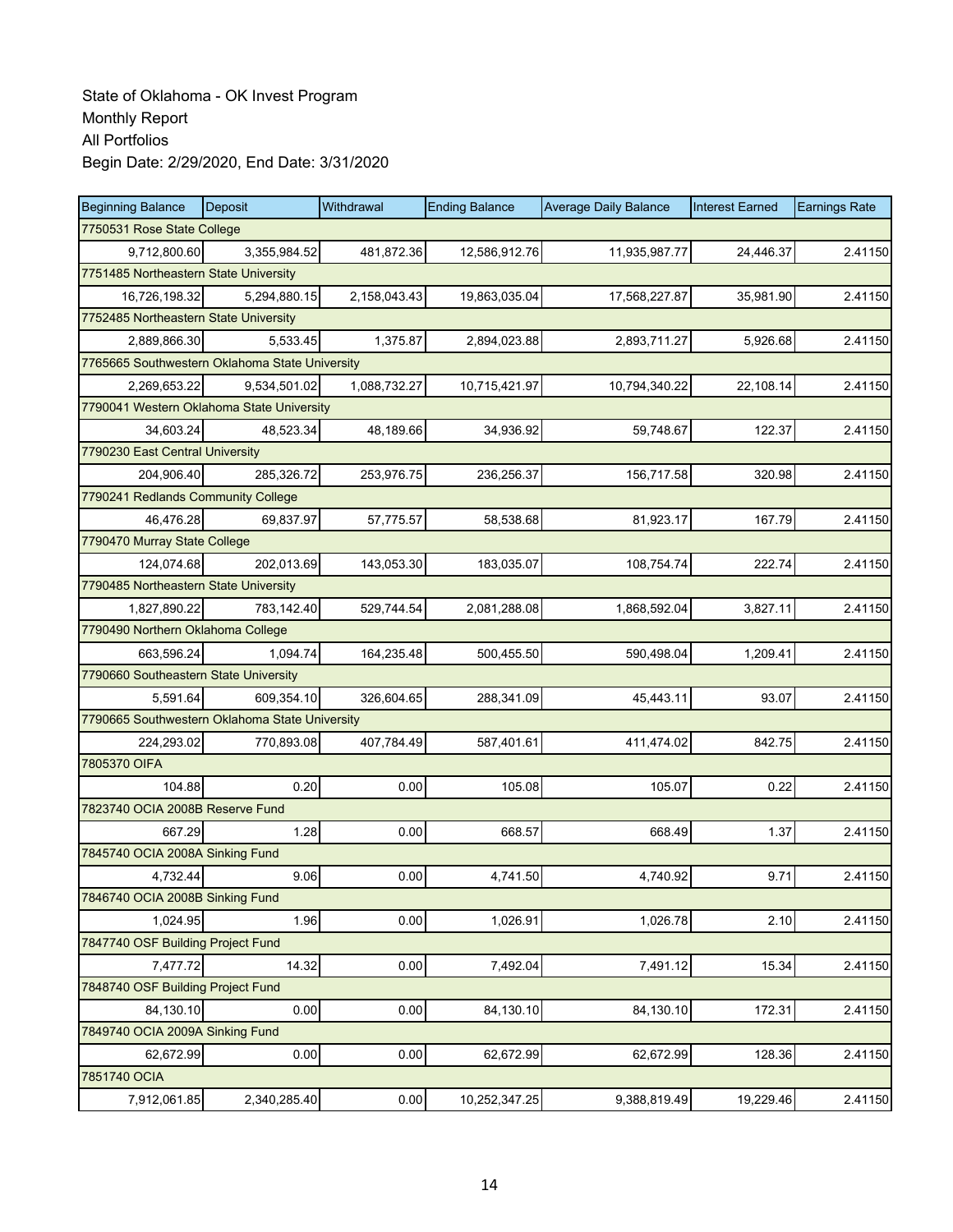State of Oklahoma - OK Invest Program
Monthly Report
All Portfolios
Begin Date: 2/29/2020, End Date: 3/31/2020

| Beginning Balance | Deposit | Withdrawal | Ending Balance | Average Daily Balance | Interest Earned | Earnings Rate |
|---|---|---|---|---|---|---|
| 7750531 Rose State College | | | | | | |
| 9,712,800.60 | 3,355,984.52 | 481,872.36 | 12,586,912.76 | 11,935,987.77 | 24,446.37 | 2.41150 |
| 7751485 Northeastern State University | | | | | | |
| 16,726,198.32 | 5,294,880.15 | 2,158,043.43 | 19,863,035.04 | 17,568,227.87 | 35,981.90 | 2.41150 |
| 7752485 Northeastern State University | | | | | | |
| 2,889,866.30 | 5,533.45 | 1,375.87 | 2,894,023.88 | 2,893,711.27 | 5,926.68 | 2.41150 |
| 7765665 Southwestern Oklahoma State University | | | | | | |
| 2,269,653.22 | 9,534,501.02 | 1,088,732.27 | 10,715,421.97 | 10,794,340.22 | 22,108.14 | 2.41150 |
| 7790041 Western Oklahoma State University | | | | | | |
| 34,603.24 | 48,523.34 | 48,189.66 | 34,936.92 | 59,748.67 | 122.37 | 2.41150 |
| 7790230 East Central University | | | | | | |
| 204,906.40 | 285,326.72 | 253,976.75 | 236,256.37 | 156,717.58 | 320.98 | 2.41150 |
| 7790241 Redlands Community College | | | | | | |
| 46,476.28 | 69,837.97 | 57,775.57 | 58,538.68 | 81,923.17 | 167.79 | 2.41150 |
| 7790470 Murray State College | | | | | | |
| 124,074.68 | 202,013.69 | 143,053.30 | 183,035.07 | 108,754.74 | 222.74 | 2.41150 |
| 7790485 Northeastern State University | | | | | | |
| 1,827,890.22 | 783,142.40 | 529,744.54 | 2,081,288.08 | 1,868,592.04 | 3,827.11 | 2.41150 |
| 7790490 Northern Oklahoma College | | | | | | |
| 663,596.24 | 1,094.74 | 164,235.48 | 500,455.50 | 590,498.04 | 1,209.41 | 2.41150 |
| 7790660 Southeastern State University | | | | | | |
| 5,591.64 | 609,354.10 | 326,604.65 | 288,341.09 | 45,443.11 | 93.07 | 2.41150 |
| 7790665 Southwestern Oklahoma State University | | | | | | |
| 224,293.02 | 770,893.08 | 407,784.49 | 587,401.61 | 411,474.02 | 842.75 | 2.41150 |
| 7805370 OIFA | | | | | | |
| 104.88 | 0.20 | 0.00 | 105.08 | 105.07 | 0.22 | 2.41150 |
| 7823740 OCIA 2008B Reserve Fund | | | | | | |
| 667.29 | 1.28 | 0.00 | 668.57 | 668.49 | 1.37 | 2.41150 |
| 7845740 OCIA 2008A Sinking Fund | | | | | | |
| 4,732.44 | 9.06 | 0.00 | 4,741.50 | 4,740.92 | 9.71 | 2.41150 |
| 7846740 OCIA 2008B Sinking Fund | | | | | | |
| 1,024.95 | 1.96 | 0.00 | 1,026.91 | 1,026.78 | 2.10 | 2.41150 |
| 7847740 OSF Building Project Fund | | | | | | |
| 7,477.72 | 14.32 | 0.00 | 7,492.04 | 7,491.12 | 15.34 | 2.41150 |
| 7848740 OSF Building Project Fund | | | | | | |
| 84,130.10 | 0.00 | 0.00 | 84,130.10 | 84,130.10 | 172.31 | 2.41150 |
| 7849740 OCIA 2009A Sinking Fund | | | | | | |
| 62,672.99 | 0.00 | 0.00 | 62,672.99 | 62,672.99 | 128.36 | 2.41150 |
| 7851740 OCIA | | | | | | |
| 7,912,061.85 | 2,340,285.40 | 0.00 | 10,252,347.25 | 9,388,819.49 | 19,229.46 | 2.41150 |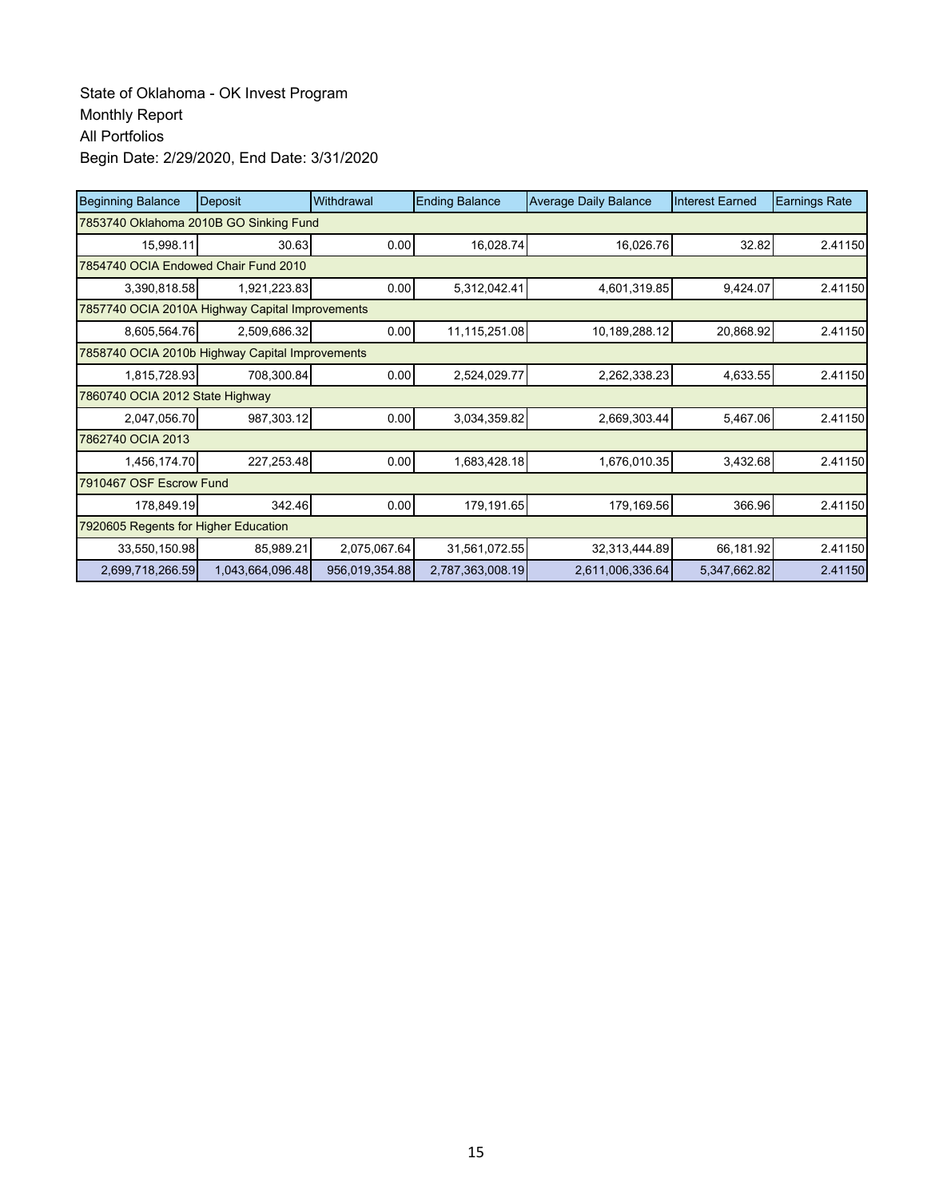State of Oklahoma - OK Invest Program
Monthly Report
All Portfolios
Begin Date: 2/29/2020, End Date: 3/31/2020

| Beginning Balance | Deposit | Withdrawal | Ending Balance | Average Daily Balance | Interest Earned | Earnings Rate |
|---|---|---|---|---|---|---|
| 7853740 Oklahoma 2010B GO Sinking Fund | | | | | | |
| 15,998.11 | 30.63 | 0.00 | 16,028.74 | 16,026.76 | 32.82 | 2.41150 |
| 7854740 OCIA Endowed Chair Fund 2010 | | | | | | |
| 3,390,818.58 | 1,921,223.83 | 0.00 | 5,312,042.41 | 4,601,319.85 | 9,424.07 | 2.41150 |
| 7857740 OCIA 2010A Highway Capital Improvements | | | | | | |
| 8,605,564.76 | 2,509,686.32 | 0.00 | 11,115,251.08 | 10,189,288.12 | 20,868.92 | 2.41150 |
| 7858740 OCIA 2010b Highway Capital Improvements | | | | | | |
| 1,815,728.93 | 708,300.84 | 0.00 | 2,524,029.77 | 2,262,338.23 | 4,633.55 | 2.41150 |
| 7860740 OCIA 2012 State Highway | | | | | | |
| 2,047,056.70 | 987,303.12 | 0.00 | 3,034,359.82 | 2,669,303.44 | 5,467.06 | 2.41150 |
| 7862740 OCIA 2013 | | | | | | |
| 1,456,174.70 | 227,253.48 | 0.00 | 1,683,428.18 | 1,676,010.35 | 3,432.68 | 2.41150 |
| 7910467 OSF Escrow Fund | | | | | | |
| 178,849.19 | 342.46 | 0.00 | 179,191.65 | 179,169.56 | 366.96 | 2.41150 |
| 7920605 Regents for Higher Education | | | | | | |
| 33,550,150.98 | 85,989.21 | 2,075,067.64 | 31,561,072.55 | 32,313,444.89 | 66,181.92 | 2.41150 |
| 2,699,718,266.59 | 1,043,664,096.48 | 956,019,354.88 | 2,787,363,008.19 | 2,611,006,336.64 | 5,347,662.82 | 2.41150 |